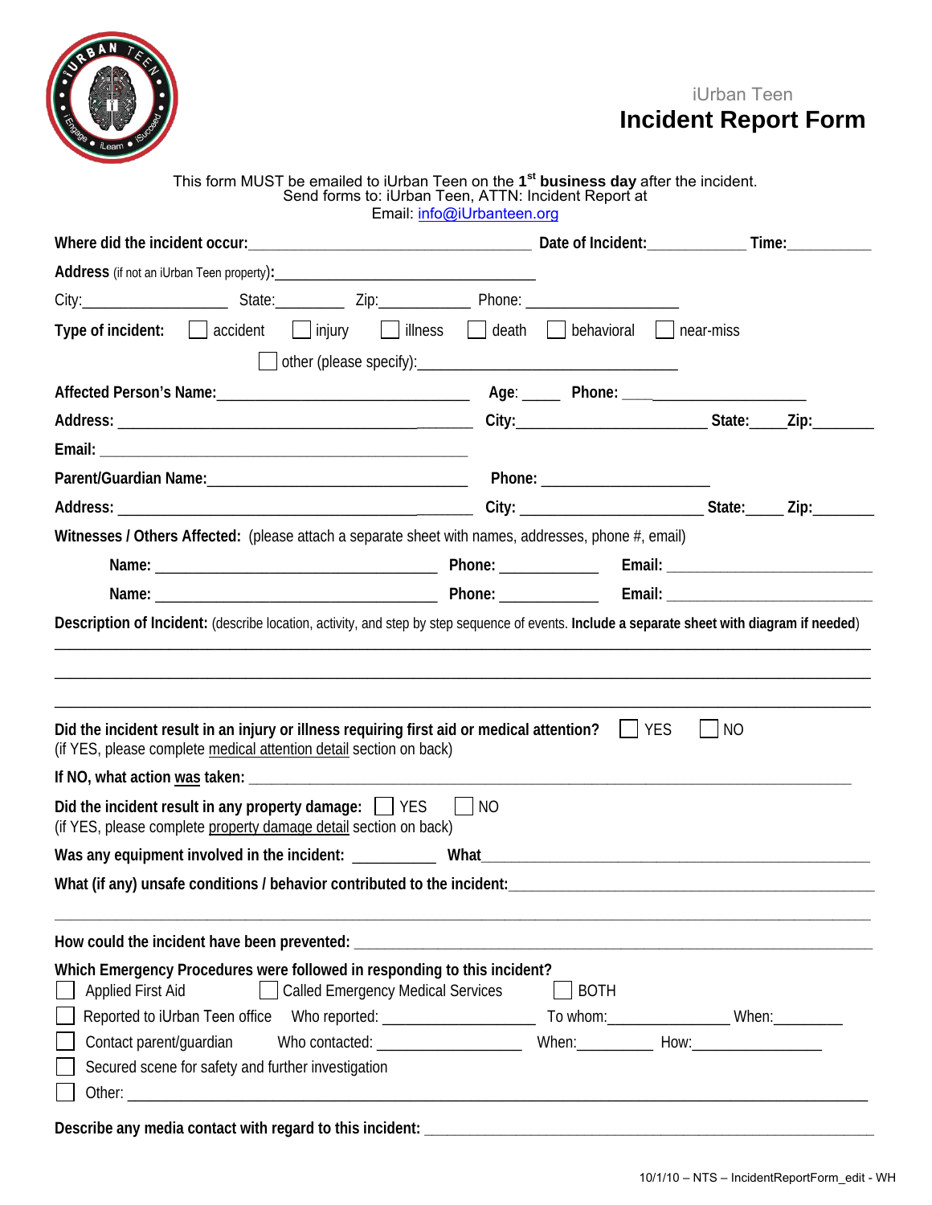iUrban Teen

# Incident Report Form

This form MUST be emailed to iUrban Teen on the 1st **business day** after the incident.
Send forms to: iUrban Teen, ATTN: Incident Report at
Email: info@iUrbanteen.org

**Where did the incident occur:**___________________________________ **Date of Incident:**____________ **Time:**__________

**Address** (if not an iUrban Teen property)**:**________________________________

City:_________________ State:________ Zip:___________ Phone: __________________

**Type of incident:** ☐ accident ☐ injury ☐ illness ☐ death ☐ behavioral ☐ near-miss

☐ other (please specify):_____________________________

**Affected Person's Name:**_______________________________ **Age**: _____ **Phone:** _______________________

**Address:** _____________________________________________ **City:**_______________________ **State:**____**Zip:**_______

**Email:** _____________________________________________

**Parent/Guardian Name:**_______________________________ **Phone:** ____________________

**Address:** _____________________________________________ **City:** _____________________ **State:**____ **Zip:**_______

**Witnesses / Others Affected:** (please attach a separate sheet with names, addresses, phone #, email)

**Name:** __________________________________ **Phone:** ____________ **Email:** _________________________

**Name:** __________________________________ **Phone:** ____________ **Email:** _________________________

**Description of Incident:** (describe location, activity, and step by step sequence of events. **Include a separate sheet with diagram if needed**)

_______________________________________________________________________________________________

_______________________________________________________________________________________________

_______________________________________________________________________________________________

**Did the incident result in an injury or illness requiring first aid or medical attention?** ☐ YES ☐ NO
(if YES, please complete medical attention detail section on back)

**If NO, what action was taken:** __________________________________________________________________

**Did the incident result in any property damage:** ☐ YES ☐ NO
(if YES, please complete property damage detail section on back)

**Was any equipment involved in the incident:** __________ **What**________________________________________________

**What (if any) unsafe conditions / behavior contributed to the incident:**____________________________________________

_______________________________________________________________________________________________

**How could the incident have been prevented:** _______________________________________________________

**Which Emergency Procedures were followed in responding to this incident?**

☐ Applied First Aid ☐ Called Emergency Medical Services ☐ BOTH

☐ Reported to iUrban Teen office Who reported: __________________ To whom:_______________ When:_________

☐ Contact parent/guardian Who contacted: _________________ When:_________ How:________________

☐ Secured scene for safety and further investigation

☐ Other: _____________________________________________________________________________________

**Describe any media contact with regard to this incident:** ______________________________________________

10/1/10 – NTS – IncidentReportForm_edit - WH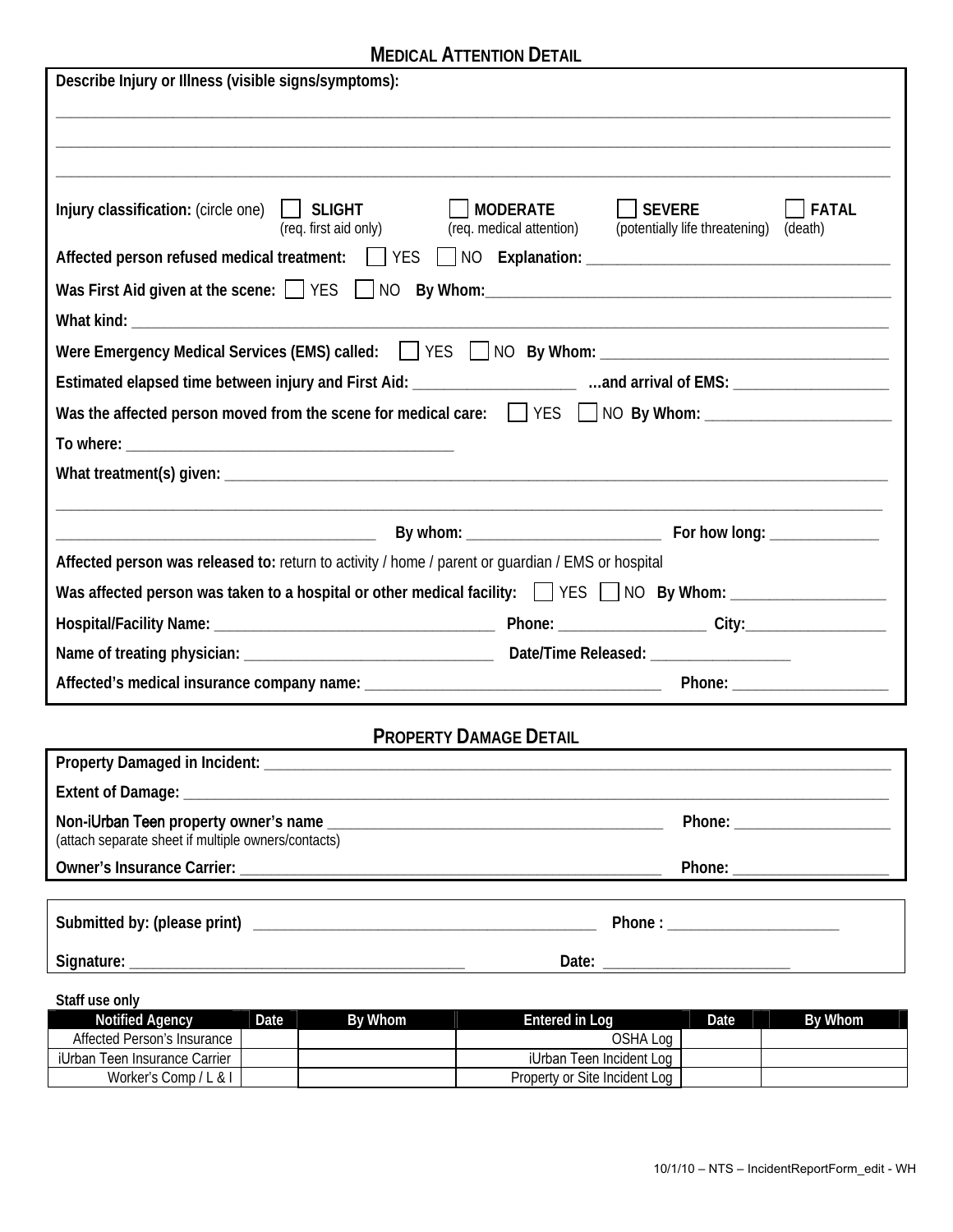## Medical Attention Detail

**Describe Injury or Illness (visible signs/symptoms):**

_______________________________________________________________________________

_______________________________________________________________________________

_______________________________________________________________________________

**Injury classification:** (circle one) ☐ **SLIGHT** (req. first aid only) ☐ **MODERATE** (req. medical attention) ☐ **SEVERE** (potentially life threatening) ☐ **FATAL** (death)

**Affected person refused medical treatment:** ☐ YES ☐ NO **Explanation:** ______________________________

**Was First Aid given at the scene:** ☐ YES ☐ NO **By Whom:** ______________________________

**What kind:** ______________________________

**Were Emergency Medical Services (EMS) called:** ☐ YES ☐ NO **By Whom:** ______________________________

**Estimated elapsed time between injury and First Aid:** ____________________ **…and arrival of EMS:** ____________________

**Was the affected person moved from the scene for medical care:** ☐ YES ☐ NO **By Whom:** ____________________

**To where:** ______________________________

**What treatment(s) given:** ______________________________

_______________________________________________________________________________

______________________________ **By whom:** ____________________ **For how long:** ______________

**Affected person was released to:** return to activity / home / parent or guardian / EMS or hospital

**Was affected person was taken to a hospital or other medical facility:** ☐ YES ☐ NO **By Whom:** ____________________

**Hospital/Facility Name:** ______________________________ **Phone:** ____________________ **City:** ____________________

**Name of treating physician:** ______________________________ **Date/Time Released:** ____________________

**Affected's medical insurance company name:** ______________________________ **Phone:** ____________________

## Property Damage Detail

**Property Damaged in Incident:** ______________________________

**Extent of Damage:** ______________________________

**Non-iUrban Teen property owner's name** ______________________________ **Phone:** ____________________
(attach separate sheet if multiple owners/contacts)

**Owner's Insurance Carrier:** ______________________________ **Phone:** ____________________

**Submitted by: (please print)** ______________________________ **Phone :** ____________________

**Signature:** ______________________________ **Date:** ____________________

**Staff use only**

| Notified Agency | Date | By Whom | Entered in Log | Date | By Whom |
|---|---|---|---|---|---|
| Affected Person's Insurance | | | OSHA Log | | |
| iUrban Teen Insurance Carrier | | | iUrban Teen Incident Log | | |
| Worker's Comp / L & I | | | Property or Site Incident Log | | |

10/1/10 – NTS – IncidentReportForm_edit - WH